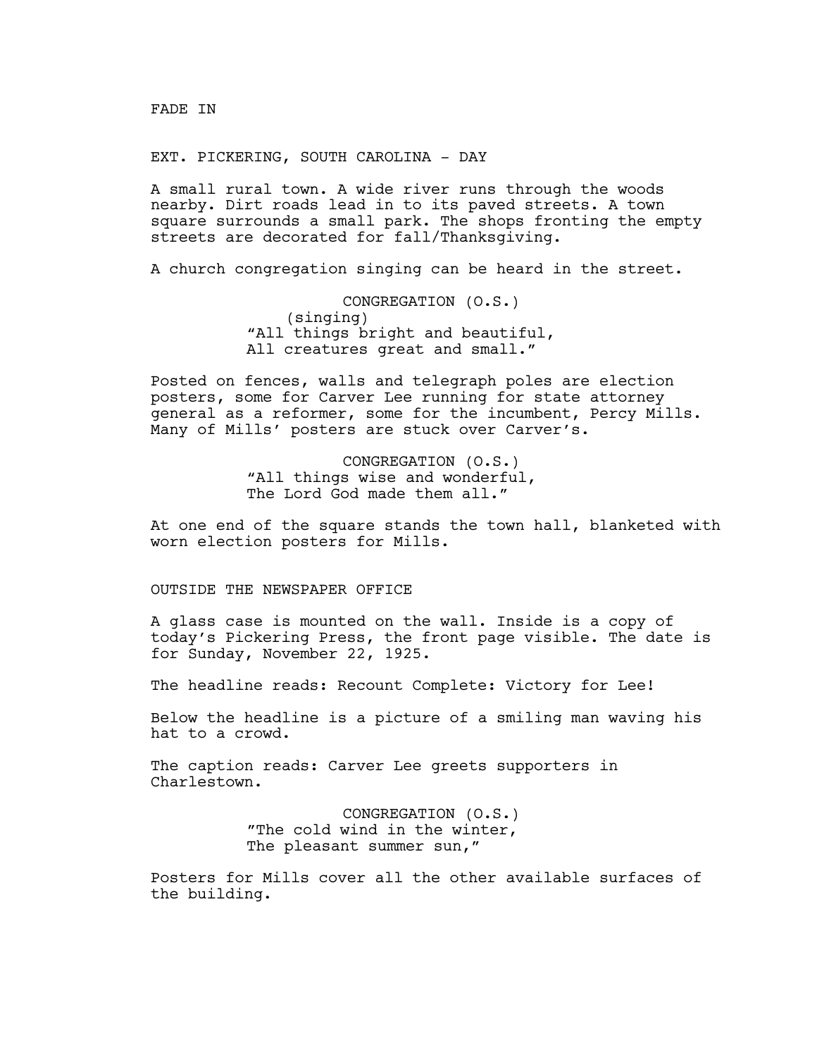FADE IN

EXT. PICKERING, SOUTH CAROLINA - DAY

A small rural town. A wide river runs through the woods nearby. Dirt roads lead in to its paved streets. A town square surrounds a small park. The shops fronting the empty streets are decorated for fall/Thanksgiving.

A church congregation singing can be heard in the street.

CONGREGATION (O.S.)
(singing)
"All things bright and beautiful,
All creatures great and small."

Posted on fences, walls and telegraph poles are election posters, some for Carver Lee running for state attorney general as a reformer, some for the incumbent, Percy Mills. Many of Mills' posters are stuck over Carver's.

CONGREGATION (O.S.)
"All things wise and wonderful,
The Lord God made them all."

At one end of the square stands the town hall, blanketed with worn election posters for Mills.

OUTSIDE THE NEWSPAPER OFFICE

A glass case is mounted on the wall. Inside is a copy of today's Pickering Press, the front page visible. The date is for Sunday, November 22, 1925.

The headline reads: Recount Complete: Victory for Lee!

Below the headline is a picture of a smiling man waving his hat to a crowd.

The caption reads: Carver Lee greets supporters in Charlestown.

CONGREGATION (O.S.)
"The cold wind in the winter,
The pleasant summer sun,"

Posters for Mills cover all the other available surfaces of the building.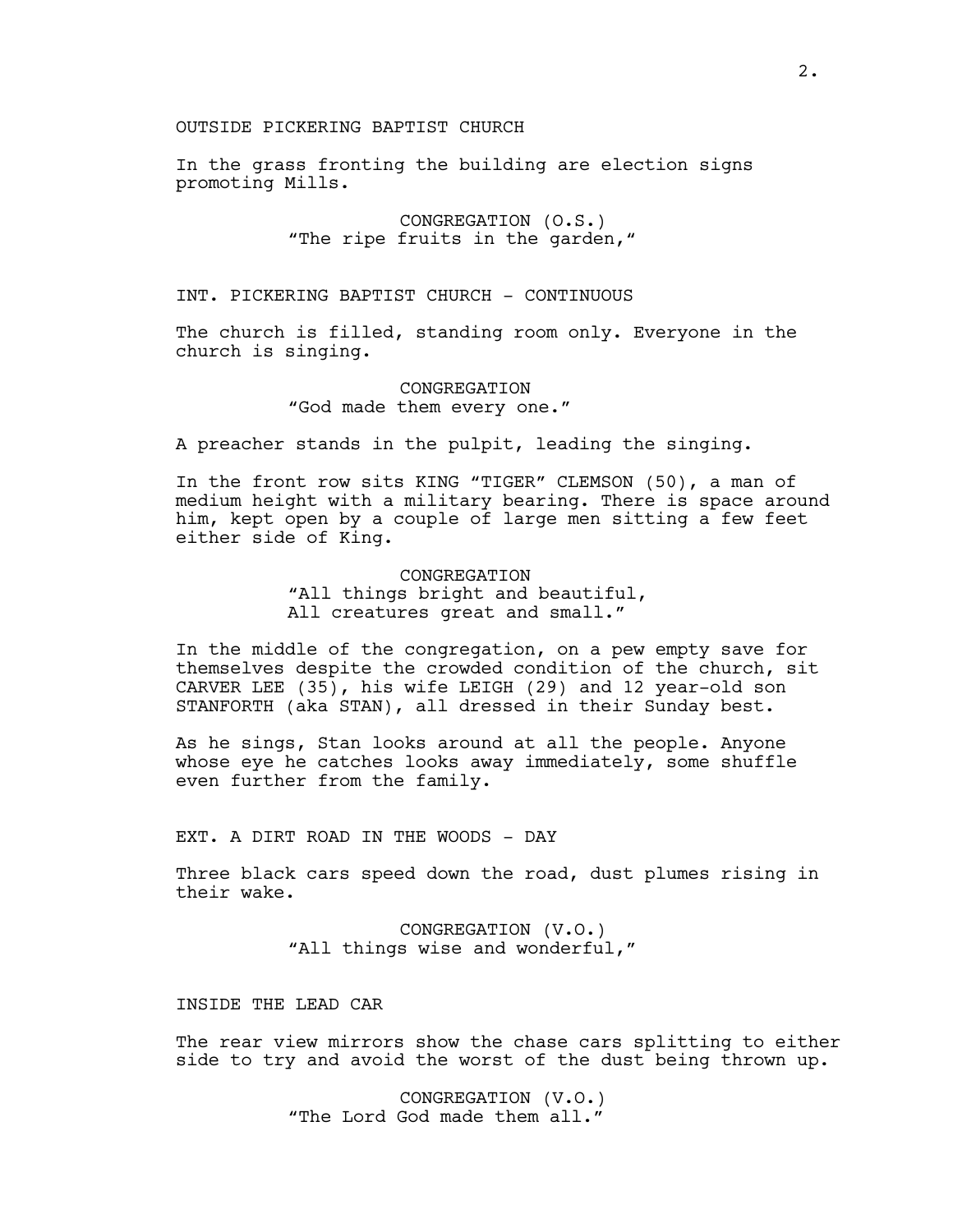OUTSIDE PICKERING BAPTIST CHURCH

In the grass fronting the building are election signs promoting Mills.

CONGREGATION (O.S.)
"The ripe fruits in the garden,"

INT. PICKERING BAPTIST CHURCH - CONTINUOUS

The church is filled, standing room only. Everyone in the church is singing.

CONGREGATION
"God made them every one."

A preacher stands in the pulpit, leading the singing.

In the front row sits KING "TIGER" CLEMSON (50), a man of medium height with a military bearing. There is space around him, kept open by a couple of large men sitting a few feet either side of King.

CONGREGATION
"All things bright and beautiful,
All creatures great and small."

In the middle of the congregation, on a pew empty save for themselves despite the crowded condition of the church, sit CARVER LEE (35), his wife LEIGH (29) and 12 year-old son STANFORTH (aka STAN), all dressed in their Sunday best.

As he sings, Stan looks around at all the people. Anyone whose eye he catches looks away immediately, some shuffle even further from the family.

EXT. A DIRT ROAD IN THE WOODS - DAY

Three black cars speed down the road, dust plumes rising in their wake.

CONGREGATION (V.O.)
"All things wise and wonderful,"

INSIDE THE LEAD CAR

The rear view mirrors show the chase cars splitting to either side to try and avoid the worst of the dust being thrown up.

CONGREGATION (V.O.)
"The Lord God made them all."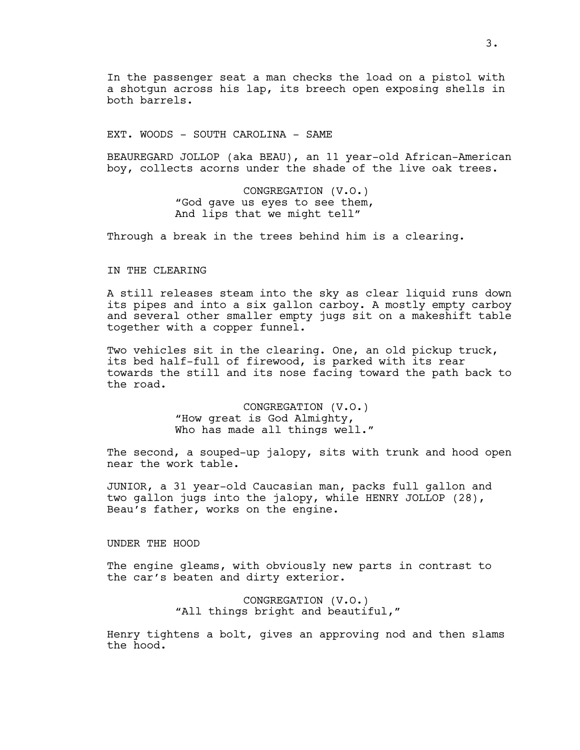In the passenger seat a man checks the load on a pistol with a shotgun across his lap, its breech open exposing shells in both barrels.

EXT. WOODS - SOUTH CAROLINA - SAME

BEAUREGARD JOLLOP (aka BEAU), an 11 year-old African-American boy, collects acorns under the shade of the live oak trees.

CONGREGATION (V.O.)
"God gave us eyes to see them,
And lips that we might tell"

Through a break in the trees behind him is a clearing.

IN THE CLEARING

A still releases steam into the sky as clear liquid runs down its pipes and into a six gallon carboy. A mostly empty carboy and several other smaller empty jugs sit on a makeshift table together with a copper funnel.

Two vehicles sit in the clearing. One, an old pickup truck, its bed half-full of firewood, is parked with its rear towards the still and its nose facing toward the path back to the road.

CONGREGATION (V.O.)
"How great is God Almighty,
Who has made all things well."

The second, a souped-up jalopy, sits with trunk and hood open near the work table.

JUNIOR, a 31 year-old Caucasian man, packs full gallon and two gallon jugs into the jalopy, while HENRY JOLLOP (28), Beau's father, works on the engine.

UNDER THE HOOD

The engine gleams, with obviously new parts in contrast to the car's beaten and dirty exterior.

CONGREGATION (V.O.)
"All things bright and beautiful,"

Henry tightens a bolt, gives an approving nod and then slams the hood.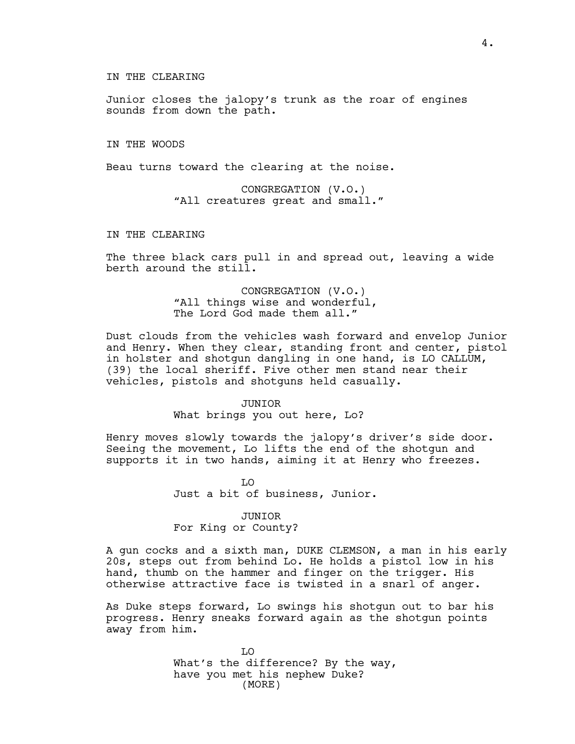IN THE CLEARING

Junior closes the jalopy's trunk as the roar of engines sounds from down the path.

IN THE WOODS

Beau turns toward the clearing at the noise.

CONGREGATION (V.O.)
"All creatures great and small."

IN THE CLEARING

The three black cars pull in and spread out, leaving a wide berth around the still.

CONGREGATION (V.O.)
"All things wise and wonderful,
The Lord God made them all."

Dust clouds from the vehicles wash forward and envelop Junior and Henry. When they clear, standing front and center, pistol in holster and shotgun dangling in one hand, is LO CALLUM, (39) the local sheriff. Five other men stand near their vehicles, pistols and shotguns held casually.

JUNIOR
What brings you out here, Lo?

Henry moves slowly towards the jalopy's driver's side door. Seeing the movement, Lo lifts the end of the shotgun and supports it in two hands, aiming it at Henry who freezes.

LO
Just a bit of business, Junior.

JUNIOR
For King or County?

A gun cocks and a sixth man, DUKE CLEMSON, a man in his early 20s, steps out from behind Lo. He holds a pistol low in his hand, thumb on the hammer and finger on the trigger. His otherwise attractive face is twisted in a snarl of anger.

As Duke steps forward, Lo swings his shotgun out to bar his progress. Henry sneaks forward again as the shotgun points away from him.

LO
What's the difference? By the way, have you met his nephew Duke?
(MORE)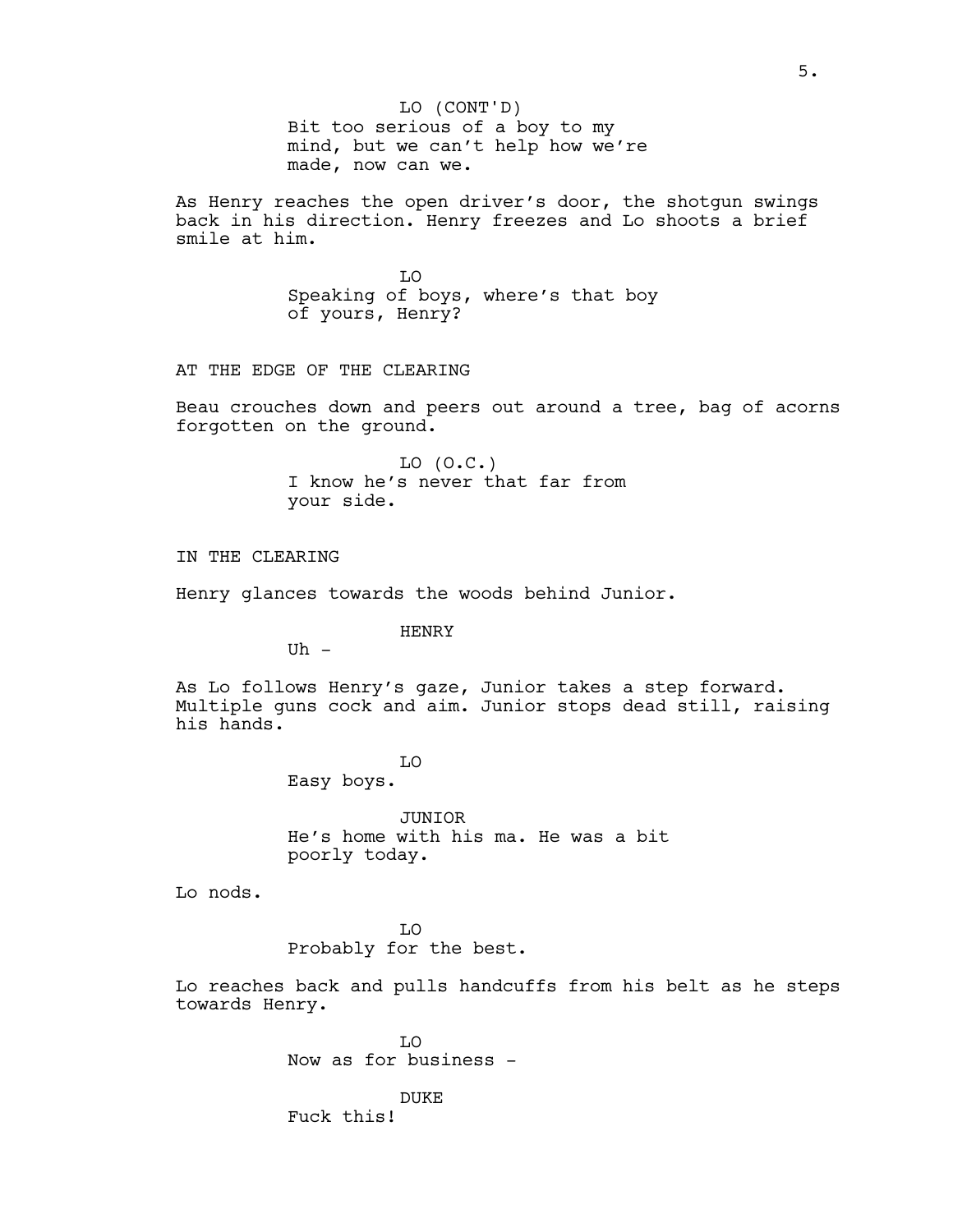LO (CONT'D)
Bit too serious of a boy to my mind, but we can't help how we're made, now can we.

As Henry reaches the open driver's door, the shotgun swings back in his direction. Henry freezes and Lo shoots a brief smile at him.

LO
Speaking of boys, where's that boy of yours, Henry?

AT THE EDGE OF THE CLEARING

Beau crouches down and peers out around a tree, bag of acorns forgotten on the ground.

LO (O.C.)
I know he's never that far from your side.

IN THE CLEARING

Henry glances towards the woods behind Junior.

HENRY
Uh -

As Lo follows Henry's gaze, Junior takes a step forward. Multiple guns cock and aim. Junior stops dead still, raising his hands.

LO
Easy boys.

JUNIOR
He's home with his ma. He was a bit poorly today.

Lo nods.

LO
Probably for the best.

Lo reaches back and pulls handcuffs from his belt as he steps towards Henry.

LO
Now as for business -

DUKE
Fuck this!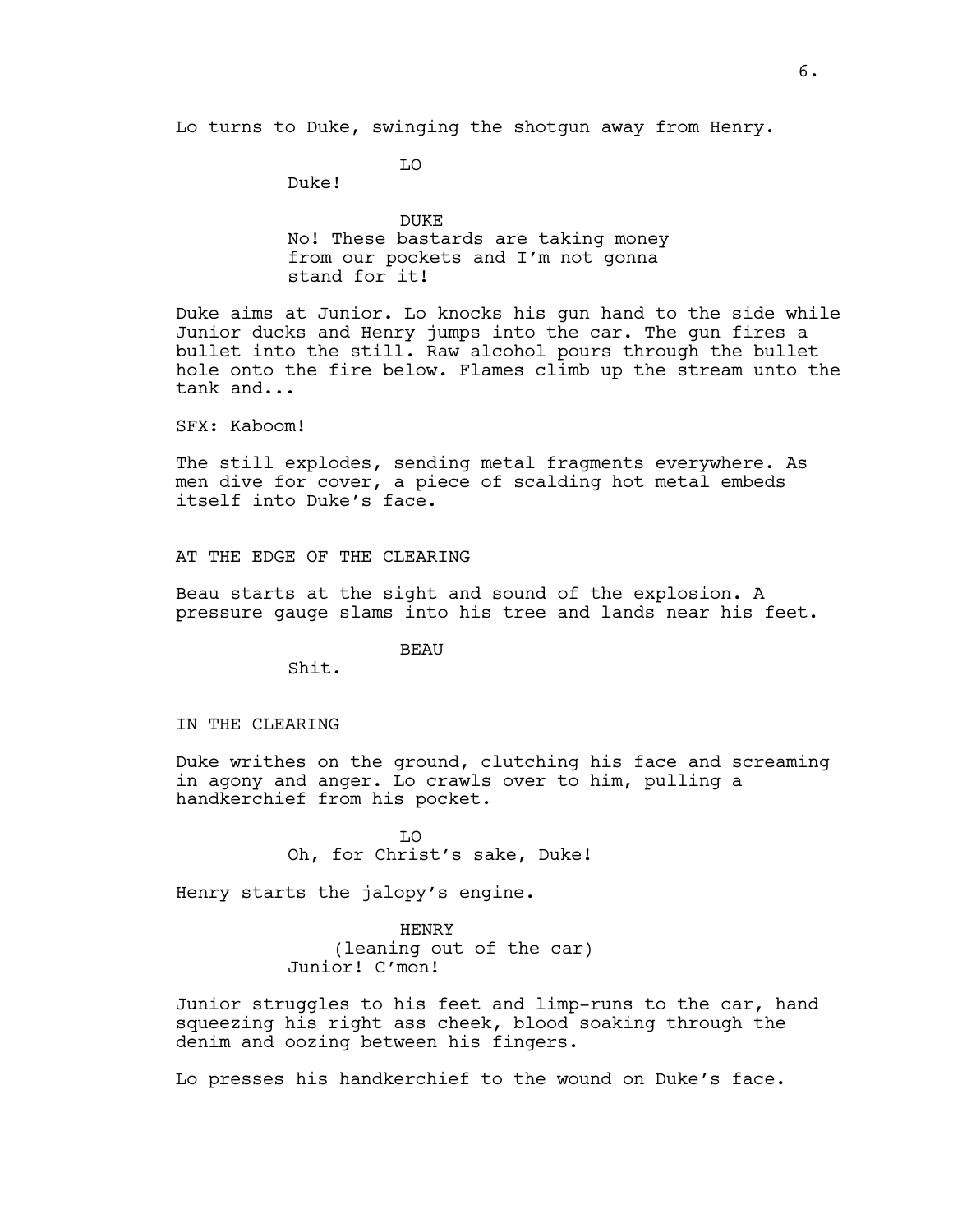Lo turns to Duke, swinging the shotgun away from Henry.

LO

Duke!

DUKE

No! These bastards are taking money from our pockets and I'm not gonna stand for it!

Duke aims at Junior. Lo knocks his gun hand to the side while Junior ducks and Henry jumps into the car. The gun fires a bullet into the still. Raw alcohol pours through the bullet hole onto the fire below. Flames climb up the stream unto the tank and...

SFX: Kaboom!

The still explodes, sending metal fragments everywhere. As men dive for cover, a piece of scalding hot metal embeds itself into Duke's face.

AT THE EDGE OF THE CLEARING

Beau starts at the sight and sound of the explosion. A pressure gauge slams into his tree and lands near his feet.

BEAU

Shit.

IN THE CLEARING

Duke writhes on the ground, clutching his face and screaming in agony and anger. Lo crawls over to him, pulling a handkerchief from his pocket.

LO

Oh, for Christ's sake, Duke!

Henry starts the jalopy's engine.

HENRY

(leaning out of the car)

Junior! C'mon!

Junior struggles to his feet and limp-runs to the car, hand squeezing his right ass cheek, blood soaking through the denim and oozing between his fingers.

Lo presses his handkerchief to the wound on Duke's face.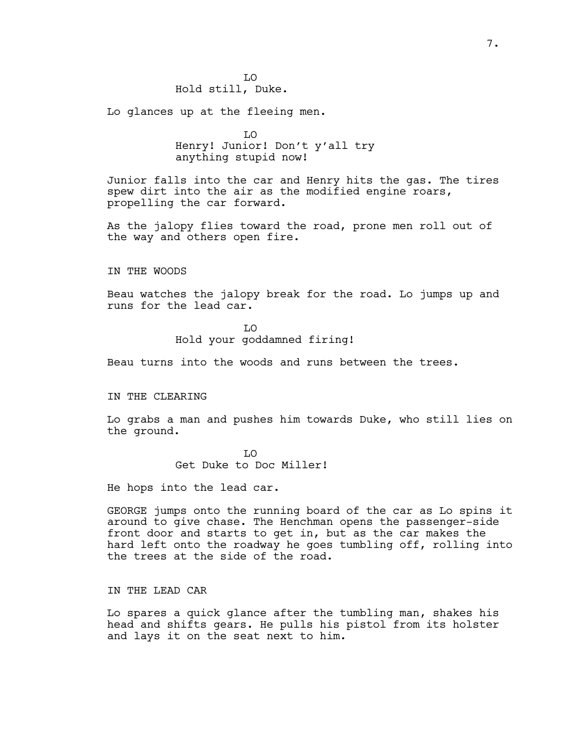LO
Hold still, Duke.

Lo glances up at the fleeing men.

LO
Henry! Junior! Don't y'all try anything stupid now!

Junior falls into the car and Henry hits the gas. The tires spew dirt into the air as the modified engine roars, propelling the car forward.

As the jalopy flies toward the road, prone men roll out of the way and others open fire.

IN THE WOODS

Beau watches the jalopy break for the road. Lo jumps up and runs for the lead car.

LO
Hold your goddamned firing!

Beau turns into the woods and runs between the trees.

IN THE CLEARING

Lo grabs a man and pushes him towards Duke, who still lies on the ground.

LO
Get Duke to Doc Miller!

He hops into the lead car.

GEORGE jumps onto the running board of the car as Lo spins it around to give chase. The Henchman opens the passenger-side front door and starts to get in, but as the car makes the hard left onto the roadway he goes tumbling off, rolling into the trees at the side of the road.

IN THE LEAD CAR

Lo spares a quick glance after the tumbling man, shakes his head and shifts gears. He pulls his pistol from its holster and lays it on the seat next to him.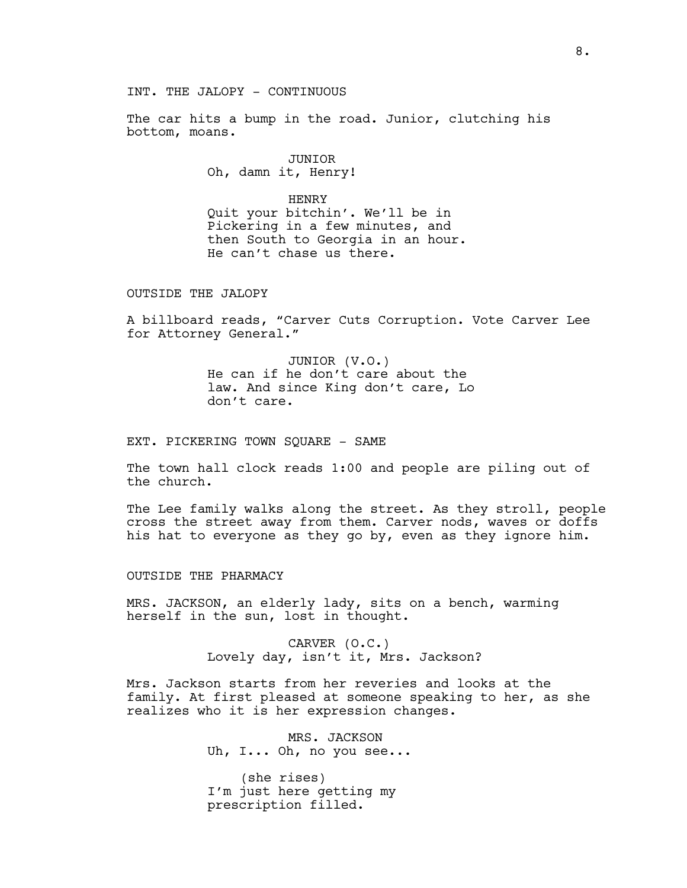INT. THE JALOPY - CONTINUOUS

The car hits a bump in the road. Junior, clutching his bottom, moans.

JUNIOR
Oh, damn it, Henry!

HENRY
Quit your bitchin'. We'll be in Pickering in a few minutes, and then South to Georgia in an hour. He can't chase us there.

OUTSIDE THE JALOPY

A billboard reads, "Carver Cuts Corruption. Vote Carver Lee for Attorney General."

JUNIOR (V.O.)
He can if he don't care about the law. And since King don't care, Lo don't care.

EXT. PICKERING TOWN SQUARE - SAME

The town hall clock reads 1:00 and people are piling out of the church.

The Lee family walks along the street. As they stroll, people cross the street away from them. Carver nods, waves or doffs his hat to everyone as they go by, even as they ignore him.

OUTSIDE THE PHARMACY

MRS. JACKSON, an elderly lady, sits on a bench, warming herself in the sun, lost in thought.

CARVER (O.C.)
Lovely day, isn't it, Mrs. Jackson?

Mrs. Jackson starts from her reveries and looks at the family. At first pleased at someone speaking to her, as she realizes who it is her expression changes.

MRS. JACKSON
Uh, I... Oh, no you see...

(she rises)
I'm just here getting my prescription filled.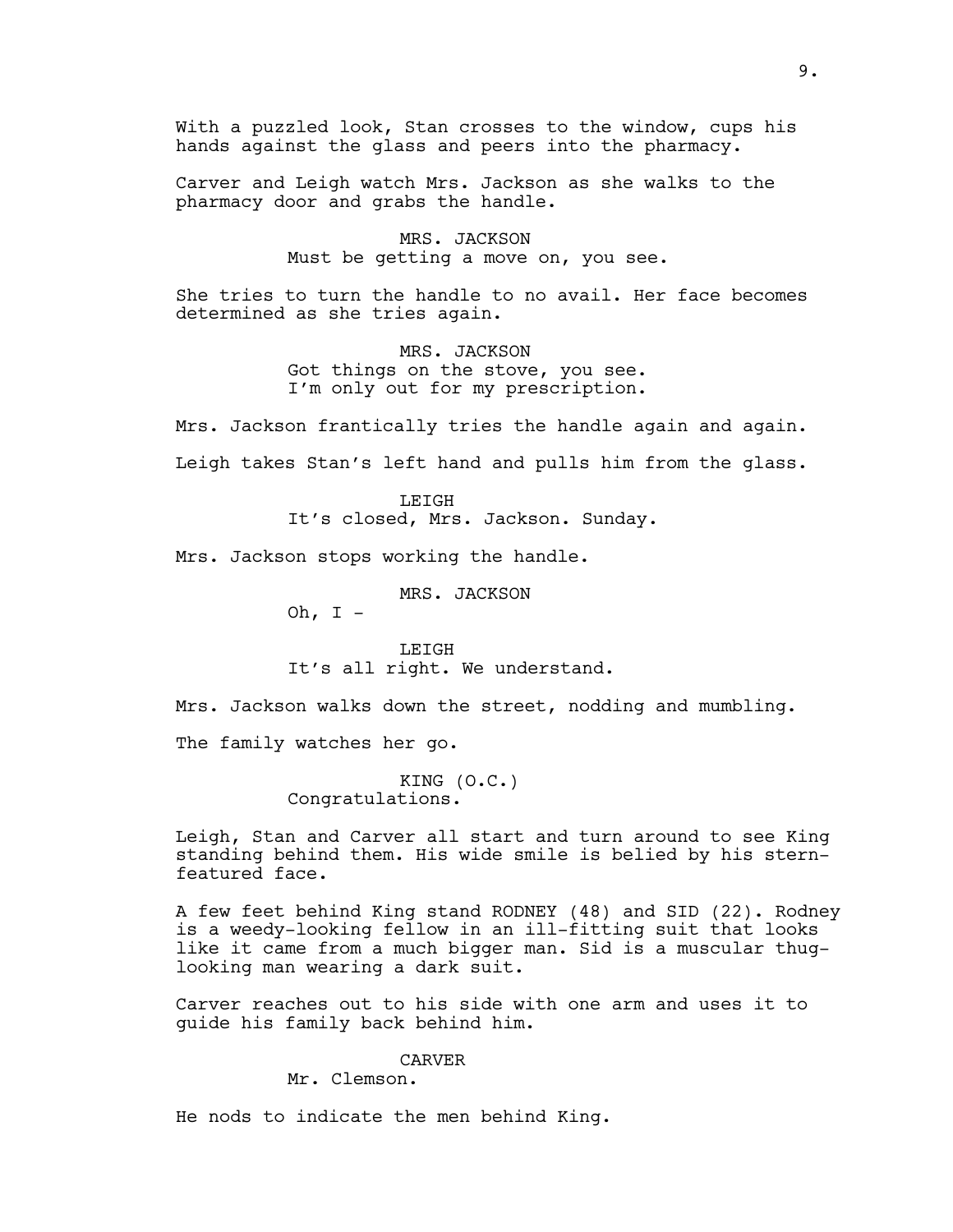With a puzzled look, Stan crosses to the window, cups his hands against the glass and peers into the pharmacy.

Carver and Leigh watch Mrs. Jackson as she walks to the pharmacy door and grabs the handle.

MRS. JACKSON
Must be getting a move on, you see.

She tries to turn the handle to no avail. Her face becomes determined as she tries again.

MRS. JACKSON
Got things on the stove, you see.
I'm only out for my prescription.

Mrs. Jackson frantically tries the handle again and again.

Leigh takes Stan's left hand and pulls him from the glass.

LEIGH
It's closed, Mrs. Jackson. Sunday.

Mrs. Jackson stops working the handle.

MRS. JACKSON
Oh, I -

LEIGH
It's all right. We understand.

Mrs. Jackson walks down the street, nodding and mumbling.

The family watches her go.

KING (O.C.)
Congratulations.

Leigh, Stan and Carver all start and turn around to see King standing behind them. His wide smile is belied by his stern-featured face.

A few feet behind King stand RODNEY (48) and SID (22). Rodney is a weedy-looking fellow in an ill-fitting suit that looks like it came from a much bigger man. Sid is a muscular thug-looking man wearing a dark suit.

Carver reaches out to his side with one arm and uses it to guide his family back behind him.

CARVER
Mr. Clemson.

He nods to indicate the men behind King.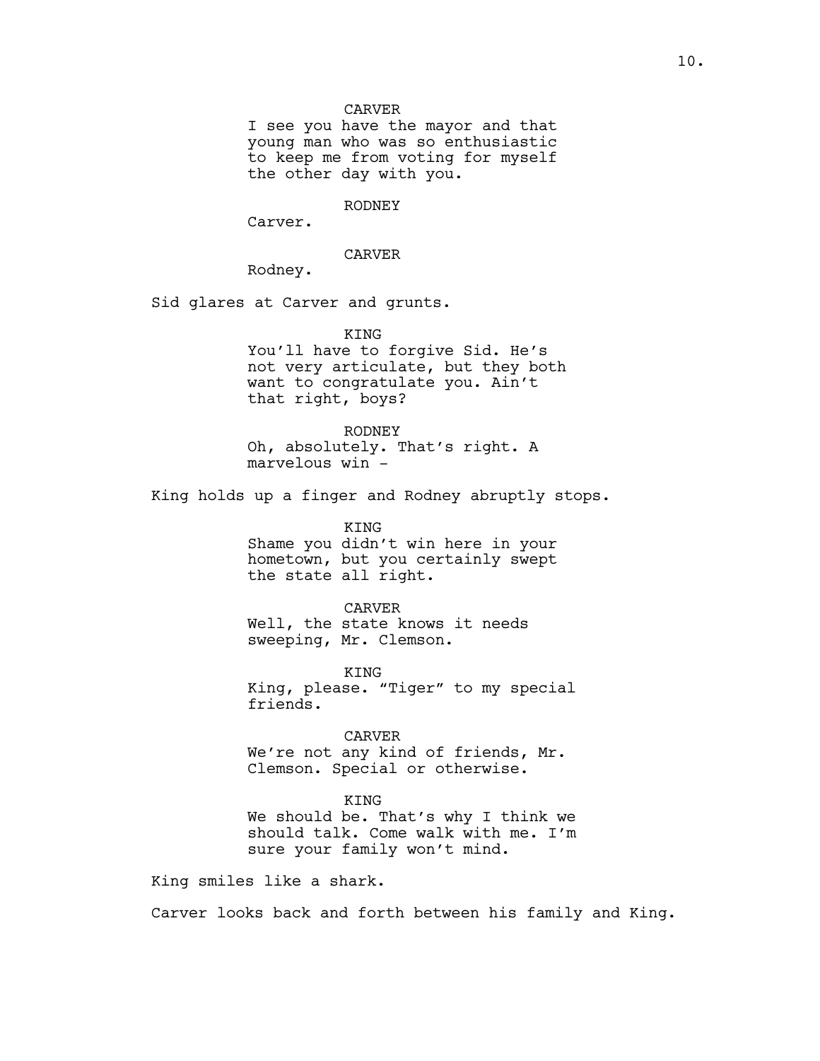CARVER
I see you have the mayor and that young man who was so enthusiastic to keep me from voting for myself the other day with you.

RODNEY
Carver.

CARVER
Rodney.

Sid glares at Carver and grunts.

KING
You'll have to forgive Sid. He's not very articulate, but they both want to congratulate you. Ain't that right, boys?

RODNEY
Oh, absolutely. That's right. A marvelous win -

King holds up a finger and Rodney abruptly stops.

KING
Shame you didn't win here in your hometown, but you certainly swept the state all right.

CARVER
Well, the state knows it needs sweeping, Mr. Clemson.

KING
King, please. "Tiger" to my special friends.

CARVER
We're not any kind of friends, Mr. Clemson. Special or otherwise.

KING
We should be. That's why I think we should talk. Come walk with me. I'm sure your family won't mind.

King smiles like a shark.

Carver looks back and forth between his family and King.